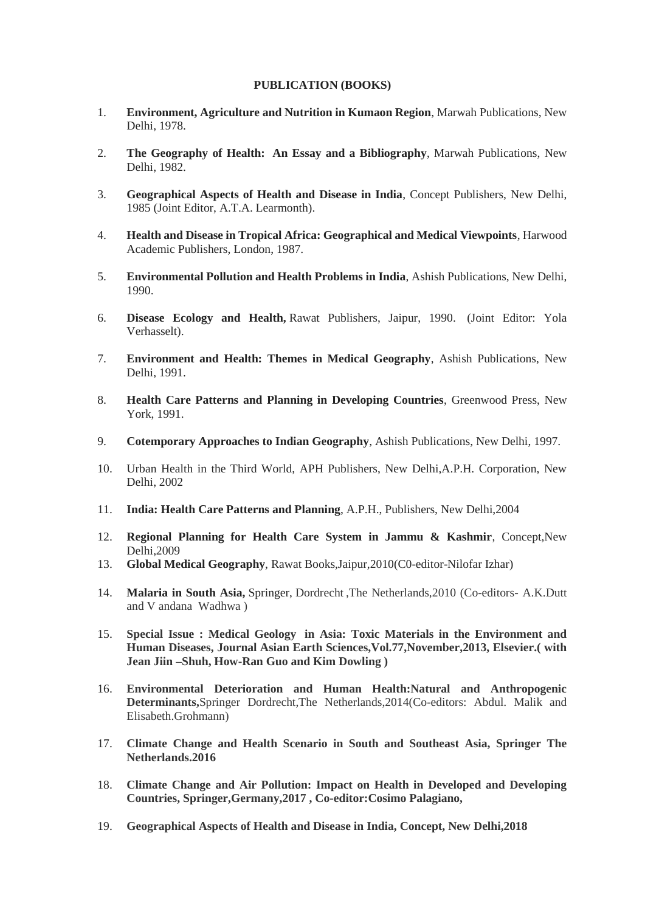## PUBLICATION (BOOKS)

1. **Environment, Agriculture and Nutrition in Kumaon Region**, Marwah Publications, New Delhi, 1978.

2. **The Geography of Health: An Essay and a Bibliography**, Marwah Publications, New Delhi, 1982.

3. **Geographical Aspects of Health and Disease in India**, Concept Publishers, New Delhi, 1985 (Joint Editor, A.T.A. Learmonth).

4. **Health and Disease in Tropical Africa: Geographical and Medical Viewpoints**, Harwood Academic Publishers, London, 1987.

5. **Environmental Pollution and Health Problems in India**, Ashish Publications, New Delhi, 1990.

6. **Disease Ecology and Health,** Rawat Publishers, Jaipur, 1990. (Joint Editor: Yola Verhasselt).

7. **Environment and Health: Themes in Medical Geography**, Ashish Publications, New Delhi, 1991.

8. **Health Care Patterns and Planning in Developing Countries**, Greenwood Press, New York, 1991.

9. **Cotemporary Approaches to Indian Geography**, Ashish Publications, New Delhi, 1997.

10. Urban Health in the Third World, APH Publishers, New Delhi,A.P.H. Corporation, New Delhi, 2002

11. **India: Health Care Patterns and Planning**, A.P.H., Publishers, New Delhi,2004

12. **Regional Planning for Health Care System in Jammu & Kashmir**, Concept,New Delhi,2009

13. **Global Medical Geography**, Rawat Books,Jaipur,2010(C0-editor-Nilofar Izhar)

14. **Malaria in South Asia,** Springer, Dordrecht ,The Netherlands,2010 (Co-editors- A.K.Dutt and V andana Wadhwa )

15. **Special Issue : Medical Geology in Asia: Toxic Materials in the Environment and Human Diseases, Journal Asian Earth Sciences,Vol.77,November,2013, Elsevier.( with Jean Jiin –Shuh, How-Ran Guo and Kim Dowling )**

16. **Environmental Deterioration and Human Health:Natural and Anthropogenic Determinants,**Springer Dordrecht,The Netherlands,2014(Co-editors: Abdul. Malik and Elisabeth.Grohmann)

17. **Climate Change and Health Scenario in South and Southeast Asia, Springer The Netherlands.2016**

18. **Climate Change and Air Pollution: Impact on Health in Developed and Developing Countries, Springer,Germany,2017 , Co-editor:Cosimo Palagiano,**

19. **Geographical Aspects of Health and Disease in India, Concept, New Delhi,2018**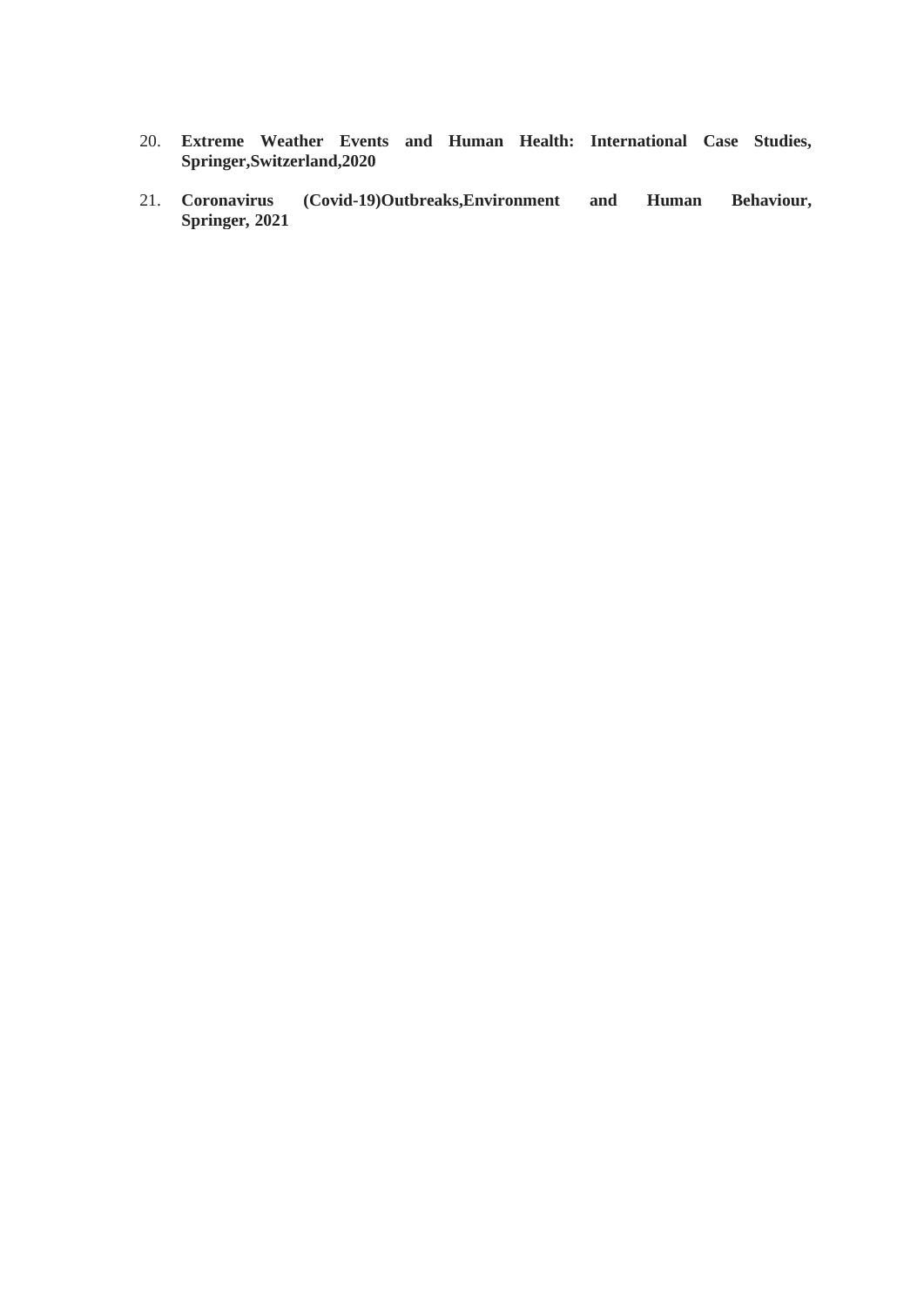20. **Extreme Weather Events and Human Health: International Case Studies, Springer,Switzerland,2020**

21. **Coronavirus (Covid-19)Outbreaks,Environment and Human Behaviour, Springer, 2021**